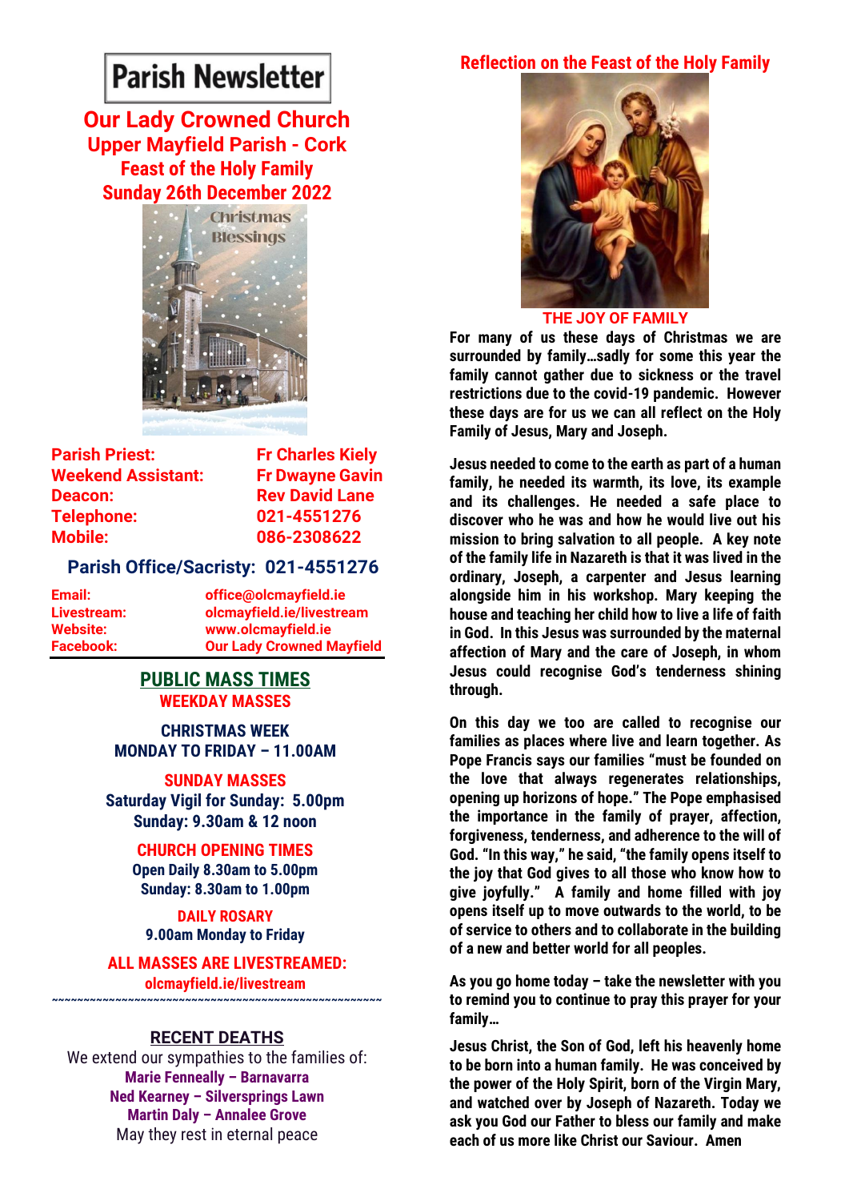# Parish Newsletter

## Our Lady Crowned Church
## Upper Mayfield Parish - Cork
### Feast of the Holy Family
### Sunday 26th December 2022

| | |
|---|---|
| **Parish Priest:** | **Fr Charles Kiely** |
| **Weekend Assistant:** | **Fr Dwayne Gavin** |
| **Deacon:** | **Rev David Lane** |
| **Telephone:** | **021-4551276** |
| **Mobile:** | **086-2308622** |

### Parish Office/Sacristy: 021-4551276

| | |
|---|---|
| **Email:** | **office@olcmayfield.ie** |
| **Livestream:** | **olcmayfield.ie/livestream** |
| **Website:** | **www.olcmayfield.ie** |
| **Facebook:** | **Our Lady Crowned Mayfield** |

## PUBLIC MASS TIMES

**WEEKDAY MASSES**

**CHRISTMAS WEEK**
**MONDAY TO FRIDAY – 11.00AM**

**SUNDAY MASSES**
**Saturday Vigil for Sunday: 5.00pm**
**Sunday: 9.30am & 12 noon**

**CHURCH OPENING TIMES**
**Open Daily 8.30am to 5.00pm**
**Sunday: 8.30am to 1.00pm**

**DAILY ROSARY**
**9.00am Monday to Friday**

**ALL MASSES ARE LIVESTREAMED:**
**olcmayfield.ie/livestream**

~~~~~~~~~~~~~~~~~~~~~~~~~~~~~~~~~~~~~~~~~~~~~~~~~~~~

## RECENT DEATHS

We extend our sympathies to the families of:

**Marie Fenneally – Barnavarra**
**Ned Kearney – Silversprings Lawn**
**Martin Daly – Annalee Grove**

May they rest in eternal peace

## Reflection on the Feast of the Holy Family

**THE JOY OF FAMILY**

**For many of us these days of Christmas we are surrounded by family…sadly for some this year the family cannot gather due to sickness or the travel restrictions due to the covid-19 pandemic. However these days are for us we can all reflect on the Holy Family of Jesus, Mary and Joseph.**

**Jesus needed to come to the earth as part of a human family, he needed its warmth, its love, its example and its challenges. He needed a safe place to discover who he was and how he would live out his mission to bring salvation to all people. A key note of the family life in Nazareth is that it was lived in the ordinary, Joseph, a carpenter and Jesus learning alongside him in his workshop. Mary keeping the house and teaching her child how to live a life of faith in God. In this Jesus was surrounded by the maternal affection of Mary and the care of Joseph, in whom Jesus could recognise God's tenderness shining through.**

**On this day we too are called to recognise our families as places where live and learn together. As Pope Francis says our families "must be founded on the love that always regenerates relationships, opening up horizons of hope." The Pope emphasised the importance in the family of prayer, affection, forgiveness, tenderness, and adherence to the will of God. "In this way," he said, "the family opens itself to the joy that God gives to all those who know how to give joyfully." A family and home filled with joy opens itself up to move outwards to the world, to be of service to others and to collaborate in the building of a new and better world for all peoples.**

**As you go home today – take the newsletter with you to remind you to continue to pray this prayer for your family…**

**Jesus Christ, the Son of God, left his heavenly home to be born into a human family. He was conceived by the power of the Holy Spirit, born of the Virgin Mary, and watched over by Joseph of Nazareth. Today we ask you God our Father to bless our family and make each of us more like Christ our Saviour. Amen**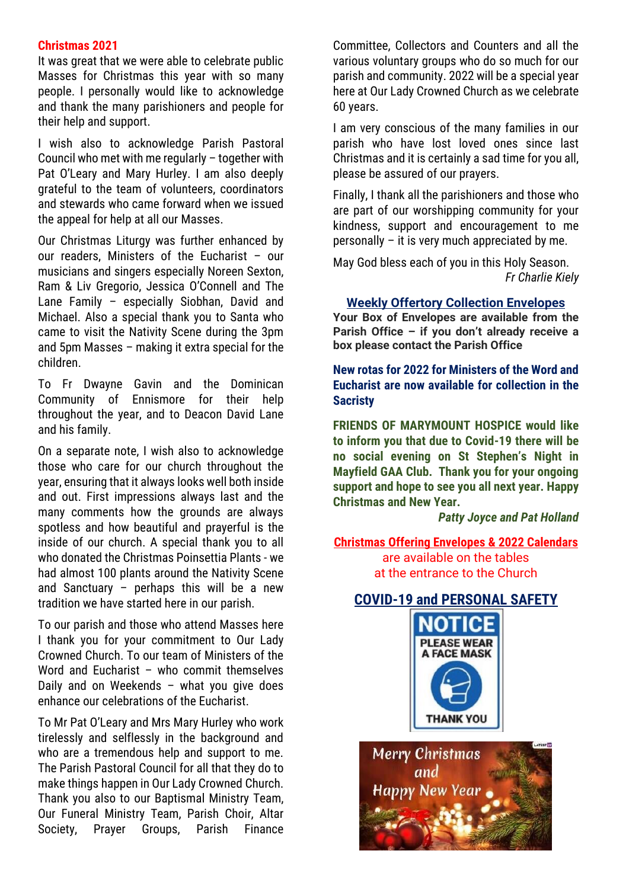## Christmas 2021

It was great that we were able to celebrate public Masses for Christmas this year with so many people. I personally would like to acknowledge and thank the many parishioners and people for their help and support.

I wish also to acknowledge Parish Pastoral Council who met with me regularly – together with Pat O'Leary and Mary Hurley. I am also deeply grateful to the team of volunteers, coordinators and stewards who came forward when we issued the appeal for help at all our Masses.

Our Christmas Liturgy was further enhanced by our readers, Ministers of the Eucharist – our musicians and singers especially Noreen Sexton, Ram & Liv Gregorio, Jessica O'Connell and The Lane Family – especially Siobhan, David and Michael. Also a special thank you to Santa who came to visit the Nativity Scene during the 3pm and 5pm Masses – making it extra special for the children.

To Fr Dwayne Gavin and the Dominican Community of Ennismore for their help throughout the year, and to Deacon David Lane and his family.

On a separate note, I wish also to acknowledge those who care for our church throughout the year, ensuring that it always looks well both inside and out. First impressions always last and the many comments how the grounds are always spotless and how beautiful and prayerful is the inside of our church. A special thank you to all who donated the Christmas Poinsettia Plants - we had almost 100 plants around the Nativity Scene and Sanctuary – perhaps this will be a new tradition we have started here in our parish.

To our parish and those who attend Masses here I thank you for your commitment to Our Lady Crowned Church. To our team of Ministers of the Word and Eucharist – who commit themselves Daily and on Weekends – what you give does enhance our celebrations of the Eucharist.

To Mr Pat O'Leary and Mrs Mary Hurley who work tirelessly and selflessly in the background and who are a tremendous help and support to me. The Parish Pastoral Council for all that they do to make things happen in Our Lady Crowned Church. Thank you also to our Baptismal Ministry Team, Our Funeral Ministry Team, Parish Choir, Altar Society, Prayer Groups, Parish Finance Committee, Collectors and Counters and all the various voluntary groups who do so much for our parish and community. 2022 will be a special year here at Our Lady Crowned Church as we celebrate 60 years.

I am very conscious of the many families in our parish who have lost loved ones since last Christmas and it is certainly a sad time for you all, please be assured of our prayers.

Finally, I thank all the parishioners and those who are part of our worshipping community for your kindness, support and encouragement to me personally – it is very much appreciated by me.

May God bless each of you in this Holy Season.

*Fr Charlie Kiely*

### Weekly Offertory Collection Envelopes

**Your Box of Envelopes are available from the Parish Office – if you don't already receive a box please contact the Parish Office**

**New rotas for 2022 for Ministers of the Word and Eucharist are now available for collection in the Sacristy**

**FRIENDS OF MARYMOUNT HOSPICE would like to inform you that due to Covid-19 there will be no social evening on St Stephen's Night in Mayfield GAA Club. Thank you for your ongoing support and hope to see you all next year. Happy Christmas and New Year.**

***Patty Joyce and Pat Holland***

**Christmas Offering Envelopes & 2022 Calendars** are available on the tables at the entrance to the Church

### COVID-19 and PERSONAL SAFETY

NOTICE
PLEASE WEAR A FACE MASK
THANK YOU

Merry Christmas and Happy New Year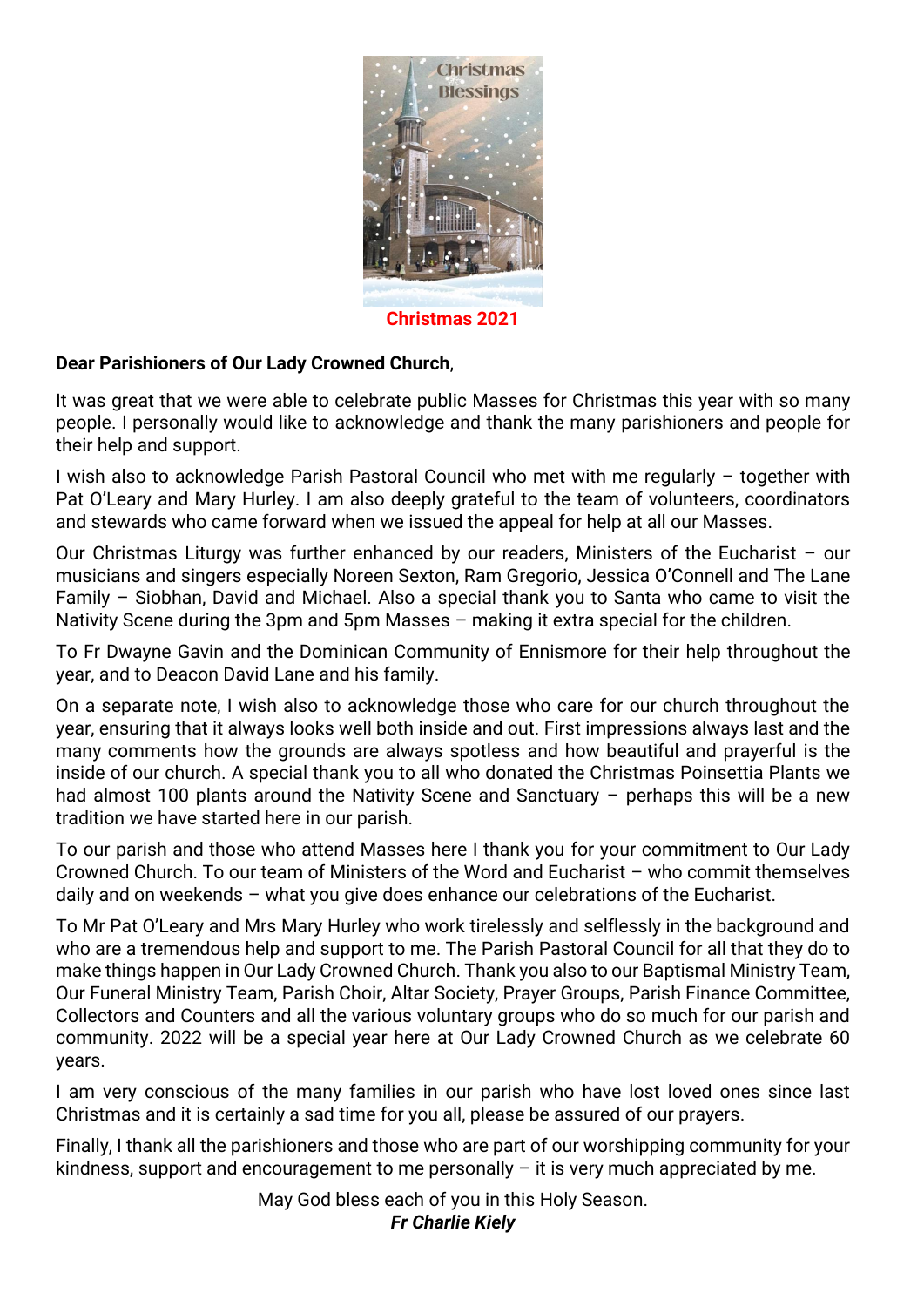Christmas 2021

**Dear Parishioners of Our Lady Crowned Church**,

It was great that we were able to celebrate public Masses for Christmas this year with so many people. I personally would like to acknowledge and thank the many parishioners and people for their help and support.

I wish also to acknowledge Parish Pastoral Council who met with me regularly – together with Pat O'Leary and Mary Hurley. I am also deeply grateful to the team of volunteers, coordinators and stewards who came forward when we issued the appeal for help at all our Masses.

Our Christmas Liturgy was further enhanced by our readers, Ministers of the Eucharist – our musicians and singers especially Noreen Sexton, Ram Gregorio, Jessica O'Connell and The Lane Family – Siobhan, David and Michael. Also a special thank you to Santa who came to visit the Nativity Scene during the 3pm and 5pm Masses – making it extra special for the children.

To Fr Dwayne Gavin and the Dominican Community of Ennismore for their help throughout the year, and to Deacon David Lane and his family.

On a separate note, I wish also to acknowledge those who care for our church throughout the year, ensuring that it always looks well both inside and out. First impressions always last and the many comments how the grounds are always spotless and how beautiful and prayerful is the inside of our church. A special thank you to all who donated the Christmas Poinsettia Plants we had almost 100 plants around the Nativity Scene and Sanctuary – perhaps this will be a new tradition we have started here in our parish.

To our parish and those who attend Masses here I thank you for your commitment to Our Lady Crowned Church. To our team of Ministers of the Word and Eucharist – who commit themselves daily and on weekends – what you give does enhance our celebrations of the Eucharist.

To Mr Pat O'Leary and Mrs Mary Hurley who work tirelessly and selflessly in the background and who are a tremendous help and support to me. The Parish Pastoral Council for all that they do to make things happen in Our Lady Crowned Church. Thank you also to our Baptismal Ministry Team, Our Funeral Ministry Team, Parish Choir, Altar Society, Prayer Groups, Parish Finance Committee, Collectors and Counters and all the various voluntary groups who do so much for our parish and community. 2022 will be a special year here at Our Lady Crowned Church as we celebrate 60 years.

I am very conscious of the many families in our parish who have lost loved ones since last Christmas and it is certainly a sad time for you all, please be assured of our prayers.

Finally, I thank all the parishioners and those who are part of our worshipping community for your kindness, support and encouragement to me personally – it is very much appreciated by me.

May God bless each of you in this Holy Season.

***Fr Charlie Kiely***